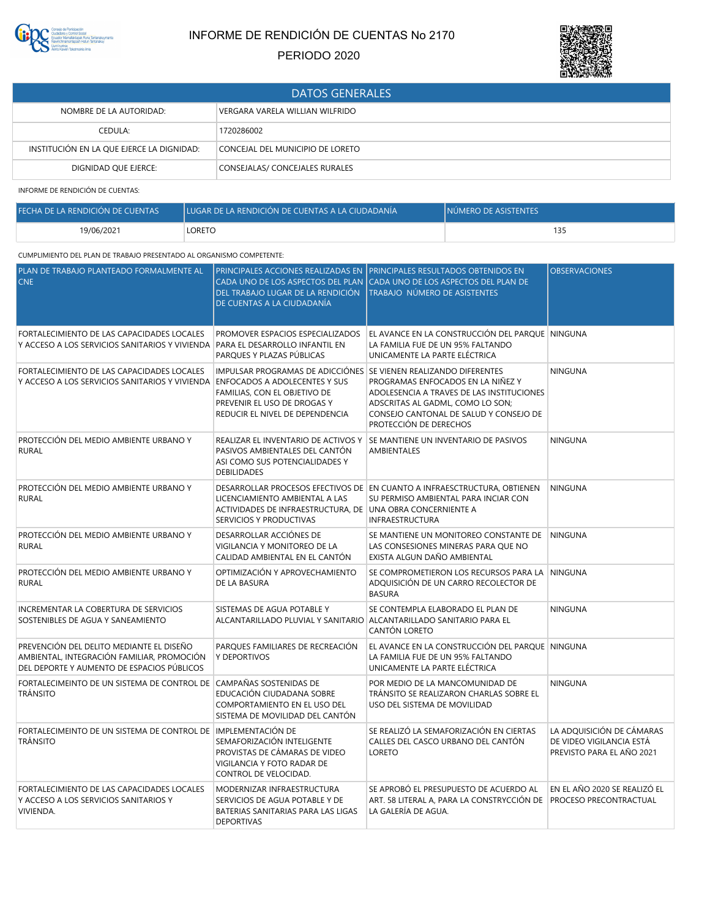# INFORME DE RENDICIÓN DE CUENTAS No 2170

PERIODO 2020

| DATOS GENERALES | |
|---|---|
| NOMBRE DE LA AUTORIDAD: | VERGARA VARELA WILLIAN WILFRIDO |
| CEDULA: | 1720286002 |
| INSTITUCIÓN EN LA QUE EJERCE LA DIGNIDAD: | CONCEJAL DEL MUNICIPIO DE LORETO |
| DIGNIDAD QUE EJERCE: | CONSEJALAS/ CONCEJALES RURALES |

INFORME DE RENDICIÓN DE CUENTAS:

| FECHA DE LA RENDICIÓN DE CUENTAS | LUGAR DE LA RENDICIÓN DE CUENTAS A LA CIUDADANÍA | NÚMERO DE ASISTENTES |
|---|---|---|
| 19/06/2021 | LORETO | 135 |

CUMPLIMIENTO DEL PLAN DE TRABAJO PRESENTADO AL ORGANISMO COMPETENTE:

| PLAN DE TRABAJO PLANTEADO FORMALMENTE AL CNE | PRINCIPALES ACCIONES REALIZADAS EN CADA UNO DE LOS ASPECTOS DEL PLAN DEL TRABAJO LUGAR DE LA RENDICIÓN DE CUENTAS A LA CIUDADANÍA | PRINCIPALES RESULTADOS OBTENIDOS EN CADA UNO DE LOS ASPECTOS DEL PLAN DE TRABAJO NÚMERO DE ASISTENTES | OBSERVACIONES |
|---|---|---|---|
| FORTALECIMIENTO DE LAS CAPACIDADES LOCALES Y ACCESO A LOS SERVICIOS SANITARIOS Y VIVIENDA | PROMOVER ESPACIOS ESPECIALIZADOS PARA EL DESARROLLO INFANTIL EN PARQUES Y PLAZAS PÚBLICAS | EL AVANCE EN LA CONSTRUCCIÓN DEL PARQUE LA FAMILIA FUE DE UN 95% FALTANDO UNICAMENTE LA PARTE ELÉCTRICA | NINGUNA |
| FORTALECIMIENTO DE LAS CAPACIDADES LOCALES Y ACCESO A LOS SERVICIOS SANITARIOS Y VIVIENDA | IMPULSAR PROGRAMAS DE ADICCIÓNES ENFOCADOS A ADOLECENTES Y SUS FAMILIAS, CON EL OBJETIVO DE PREVENIR EL USO DE DROGAS Y REDUCIR EL NIVEL DE DEPENDENCIA | SE VIENEN REALIZANDO DIFERENTES PROGRAMAS ENFOCADOS EN LA NIÑEZ Y ADOLESENCIA A TRAVES DE LAS INSTITUCIONES ADSCRITAS AL GADML, COMO LO SON; CONSEJO CANTONAL DE SALUD Y CONSEJO DE PROTECCIÓN DE DERECHOS | NINGUNA |
| PROTECCIÓN DEL MEDIO AMBIENTE URBANO Y RURAL | REALIZAR EL INVENTARIO DE ACTIVOS Y PASIVOS AMBIENTALES DEL CANTÓN ASI COMO SUS POTENCIALIDADES Y DEBILIDADES | SE MANTIENE UN INVENTARIO DE PASIVOS AMBIENTALES | NINGUNA |
| PROTECCIÓN DEL MEDIO AMBIENTE URBANO Y RURAL | DESARROLLAR PROCESOS EFECTIVOS DE LICENCIAMIENTO AMBIENTAL A LAS ACTIVIDADES DE INFRAESTRUCTURA, DE SERVICIOS Y PRODUCTIVAS | EN CUANTO A INFRAESCTRUCTURA, OBTIENEN SU PERMISO AMBIENTAL PARA INCIAR CON UNA OBRA CONCERNIENTE A INFRAESTRUCTURA | NINGUNA |
| PROTECCIÓN DEL MEDIO AMBIENTE URBANO Y RURAL | DESARROLLAR ACCIÓNES DE VIGILANCIA Y MONITOREO DE LA CALIDAD AMBIENTAL EN EL CANTÓN | SE MANTIENE UN MONITOREO CONSTANTE DE LAS CONSESIONES MINERAS PARA QUE NO EXISTA ALGUN DAÑO AMBIENTAL | NINGUNA |
| PROTECCIÓN DEL MEDIO AMBIENTE URBANO Y RURAL | OPTIMIZACIÓN Y APROVECHAMIENTO DE LA BASURA | SE COMPROMETIERON LOS RECURSOS PARA LA ADQUISICIÓN DE UN CARRO RECOLECTOR DE BASURA | NINGUNA |
| INCREMENTAR LA COBERTURA DE SERVICIOS SOSTENIBLES DE AGUA Y SANEAMIENTO | SISTEMAS DE AGUA POTABLE Y ALCANTARILLADO PLUVIAL Y SANITARIO | SE CONTEMPLA ELABORADO EL PLAN DE ALCANTARILLADO SANITARIO PARA EL CANTÓN LORETO | NINGUNA |
| PREVENCIÓN DEL DELITO MEDIANTE EL DISEÑO AMBIENTAL, INTEGRACIÓN FAMILIAR, PROMOCIÓN DEL DEPORTE Y AUMENTO DE ESPACIOS PÚBLICOS | PARQUES FAMILIARES DE RECREACIÓN Y DEPORTIVOS | EL AVANCE EN LA CONSTRUCCIÓN DEL PARQUE LA FAMILIA FUE DE UN 95% FALTANDO UNICAMENTE LA PARTE ELÉCTRICA | NINGUNA |
| FORTALECIMEINTO DE UN SISTEMA DE CONTROL DE TRÁNSITO | CAMPAÑAS SOSTENIDAS DE EDUCACIÓN CIUDADANA SOBRE COMPORTAMIENTO EN EL USO DEL SISTEMA DE MOVILIDAD DEL CANTÓN | POR MEDIO DE LA MANCOMUNIDAD DE TRÁNSITO SE REALIZARON CHARLAS SOBRE EL USO DEL SISTEMA DE MOVILIDAD | NINGUNA |
| FORTALECIMEINTO DE UN SISTEMA DE CONTROL DE TRÁNSITO | IMPLEMENTACIÓN DE SEMAFORIZACIÓN INTELIGENTE PROVISTAS DE CÁMARAS DE VIDEO VIGILANCIA Y FOTO RADAR DE CONTROL DE VELOCIDAD. | SE REALIZÓ LA SEMAFORIZACIÓN EN CIERTAS CALLES DEL CASCO URBANO DEL CANTÓN LORETO | LA ADQUISICIÓN DE CÁMARAS DE VIDEO VIGILANCIA ESTÁ PREVISTO PARA EL AÑO 2021 |
| FORTALECIMIENTO DE LAS CAPACIDADES LOCALES Y ACCESO A LOS SERVICIOS SANITARIOS Y VIVIENDA. | MODERNIZAR INFRAESTRUCTURA SERVICIOS DE AGUA POTABLE Y DE BATERIAS SANITARIAS PARA LAS LIGAS DEPORTIVAS | SE APROBÓ EL PRESUPUESTO DE ACUERDO AL ART. 58 LITERAL A, PARA LA CONSTRYCCIÓN DE LA GALERÍA DE AGUA. | EN EL AÑO 2020 SE REALIZÓ EL PROCESO PRECONTRACTUAL |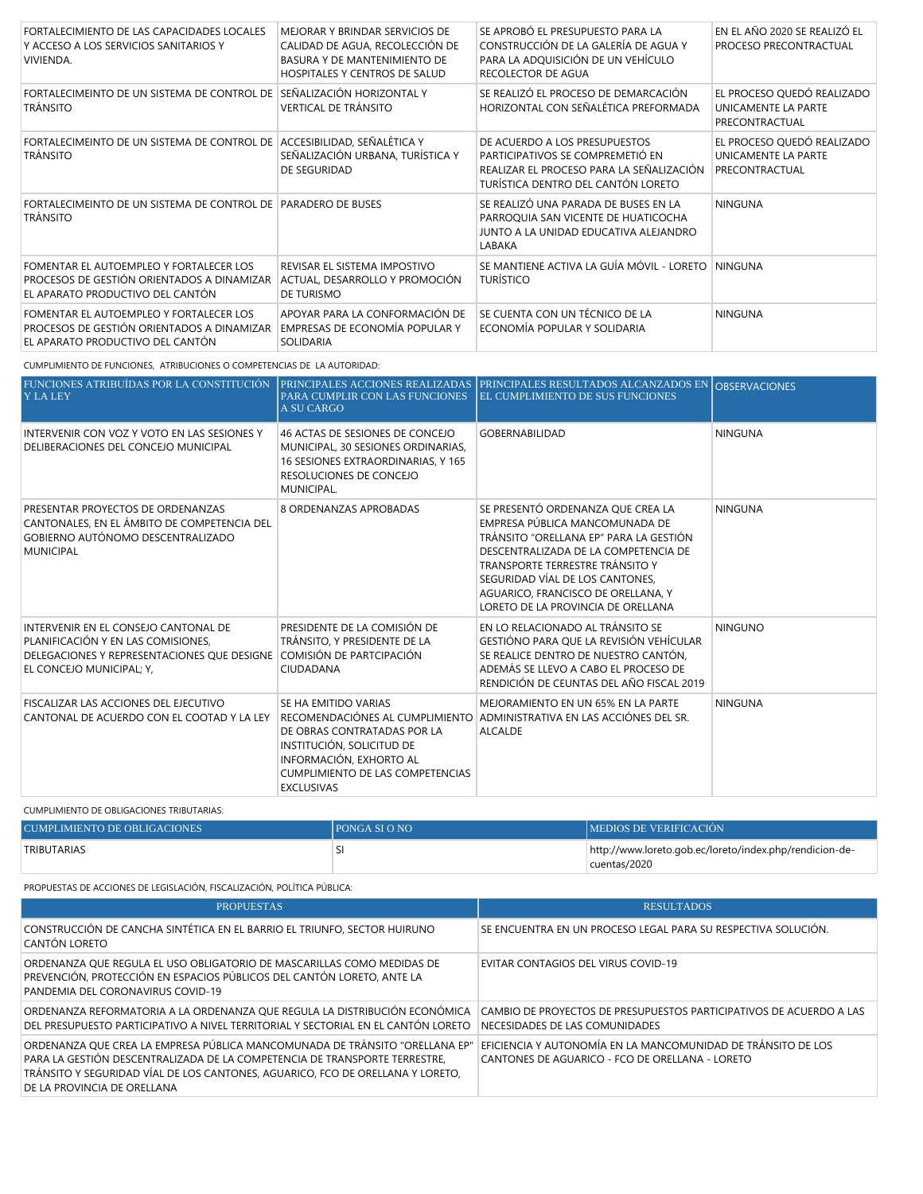| | | | |
|---|---|---|---|
| FORTALECIMIENTO DE LAS CAPACIDADES LOCALES Y ACCESO A LOS SERVICIOS SANITARIOS Y VIVIENDA. | MEJORAR Y BRINDAR SERVICIOS DE CALIDAD DE AGUA, RECOLECCIÓN DE BASURA Y DE MANTENIMIENTO DE HOSPITALES Y CENTROS DE SALUD | SE APROBÓ EL PRESUPUESTO PARA LA CONSTRUCCIÓN DE LA GALERÍA DE AGUA Y PARA LA ADQUISICIÓN DE UN VEHÍCULO RECOLECTOR DE AGUA | EN EL AÑO 2020 SE REALIZÓ EL PROCESO PRECONTRACTUAL |
| FORTALECIMEINTO DE UN SISTEMA DE CONTROL DE TRÁNSITO | SEÑALIZACIÓN HORIZONTAL Y VERTICAL DE TRÁNSITO | SE REALIZÓ EL PROCESO DE DEMARCACIÓN HORIZONTAL CON SEÑALÉTICA PREFORMADA | EL PROCESO QUEDÓ REALIZADO UNICAMENTE LA PARTE PRECONTRACTUAL |
| FORTALECIMEINTO DE UN SISTEMA DE CONTROL DE TRÁNSITO | ACCESIBILIDAD, SEÑALÉTICA Y SEÑALIZACIÓN URBANA, TURÍSTICA Y DE SEGURIDAD | DE ACUERDO A LOS PRESUPUESTOS PARTICIPATIVOS SE COMPREMETIÓ EN REALIZAR EL PROCESO PARA LA SEÑALIZACIÓN TURÍSTICA DENTRO DEL CANTÓN LORETO | EL PROCESO QUEDÓ REALIZADO UNICAMENTE LA PARTE PRECONTRACTUAL |
| FORTALECIMEINTO DE UN SISTEMA DE CONTROL DE TRÁNSITO | PARADERO DE BUSES | SE REALIZÓ UNA PARADA DE BUSES EN LA PARROQUIA SAN VICENTE DE HUATICOCHA JUNTO A LA UNIDAD EDUCATIVA ALEJANDRO LABAKA | NINGUNA |
| FOMENTAR EL AUTOEMPLEO Y FORTALECER LOS PROCESOS DE GESTIÓN ORIENTADOS A DINAMIZAR EL APARATO PRODUCTIVO DEL CANTÓN | REVISAR EL SISTEMA IMPOSTIVO ACTUAL, DESARROLLO Y PROMOCIÓN DE TURISMO | SE MANTIENE ACTIVA LA GUÍA MÓVIL - LORETO TURÍSTICO | NINGUNA |
| FOMENTAR EL AUTOEMPLEO Y FORTALECER LOS PROCESOS DE GESTIÓN ORIENTADOS A DINAMIZAR EL APARATO PRODUCTIVO DEL CANTÓN | APOYAR PARA LA CONFORMACIÓN DE EMPRESAS DE ECONOMÍA POPULAR Y SOLIDARIA | SE CUENTA CON UN TÉCNICO DE LA ECONOMÍA POPULAR Y SOLIDARIA | NINGUNA |

CUMPLIMIENTO DE FUNCIONES, ATRIBUCIONES O COMPETENCIAS DE LA AUTORIDAD:

| FUNCIONES ATRIBUÍDAS POR LA CONSTITUCIÓN Y LA LEY | PRINCIPALES ACCIONES REALIZADAS PARA CUMPLIR CON LAS FUNCIONES A SU CARGO | PRINCIPALES RESULTADOS ALCANZADOS EN EL CUMPLIMIENTO DE SUS FUNCIONES | OBSERVACIONES |
|---|---|---|---|
| INTERVENIR CON VOZ Y VOTO EN LAS SESIONES Y DELIBERACIONES DEL CONCEJO MUNICIPAL | 46 ACTAS DE SESIONES DE CONCEJO MUNICIPAL, 30 SESIONES ORDINARIAS, 16 SESIONES EXTRAORDINARIAS, Y 165 RESOLUCIONES DE CONCEJO MUNICIPAL. | GOBERNABILIDAD | NINGUNA |
| PRESENTAR PROYECTOS DE ORDENANZAS CANTONALES, EN EL ÁMBITO DE COMPETENCIA DEL GOBIERNO AUTÓNOMO DESCENTRALIZADO MUNICIPAL | 8 ORDENANZAS APROBADAS | SE PRESENTÓ ORDENANZA QUE CREA LA EMPRESA PÚBLICA MANCOMUNADA DE TRÁNSITO "ORELLANA EP" PARA LA GESTIÓN DESCENTRALIZADA DE LA COMPETENCIA DE TRANSPORTE TERRESTRE TRÁNSITO Y SEGURIDAD VÍAL DE LOS CANTONES, AGUARICO, FRANCISCO DE ORELLANA, Y LORETO DE LA PROVINCIA DE ORELLANA | NINGUNA |
| INTERVENIR EN EL CONSEJO CANTONAL DE PLANIFICACIÓN Y EN LAS COMISIONES, DELEGACIONES Y REPRESENTACIONES QUE DESIGNE EL CONCEJO MUNICIPAL; Y, | PRESIDENTE DE LA COMISIÓN DE TRÁNSITO, Y PRESIDENTE DE LA COMISIÓN DE PARTCIPACIÓN CIUDADANA | EN LO RELACIONADO AL TRÁNSITO SE GESTIÓNO PARA QUE LA REVISIÓN VEHÍCULAR SE REALICE DENTRO DE NUESTRO CANTÓN, ADEMÁS SE LLEVO A CABO EL PROCESO DE RENDICIÓN DE CEUNTAS DEL AÑO FISCAL 2019 | NINGUNO |
| FISCALIZAR LAS ACCIONES DEL EJECUTIVO CANTONAL DE ACUERDO CON EL COOTAD Y LA LEY | SE HA EMITIDO VARIAS RECOMENDACIÓNES AL CUMPLIMIENTO DE OBRAS CONTRATADAS POR LA INSTITUCIÓN, SOLICITUD DE INFORMACIÓN, EXHORTO AL CUMPLIMIENTO DE LAS COMPETENCIAS EXCLUSIVAS | MEJORAMIENTO EN UN 65% EN LA PARTE ADMINISTRATIVA EN LAS ACCIÓNES DEL SR. ALCALDE | NINGUNA |

CUMPLIMIENTO DE OBLIGACIONES TRIBUTARIAS:

| CUMPLIMIENTO DE OBLIGACIONES | PONGA SI O NO | MEDIOS DE VERIFICACIÓN |
|---|---|---|
| TRIBUTARIAS | SI | http://www.loreto.gob.ec/loreto/index.php/rendicion-de-cuentas/2020 |

PROPUESTAS DE ACCIONES DE LEGISLACIÓN, FISCALIZACIÓN, POLÍTICA PÚBLICA:

| PROPUESTAS | RESULTADOS |
|---|---|
| CONSTRUCCIÓN DE CANCHA SINTÉTICA EN EL BARRIO EL TRIUNFO, SECTOR HUIRUNO CANTÓN LORETO | SE ENCUENTRA EN UN PROCESO LEGAL PARA SU RESPECTIVA SOLUCIÓN. |
| ORDENANZA QUE REGULA EL USO OBLIGATORIO DE MASCARILLAS COMO MEDIDAS DE PREVENCIÓN, PROTECCIÓN EN ESPACIOS PÚBLICOS DEL CANTÓN LORETO, ANTE LA PANDEMIA DEL CORONAVIRUS COVID-19 | EVITAR CONTAGIOS DEL VIRUS COVID-19 |
| ORDENANZA REFORMATORIA A LA ORDENANZA QUE REGULA LA DISTRIBUCIÓN ECONÓMICA DEL PRESUPUESTO PARTICIPATIVO A NIVEL TERRITORIAL Y SECTORIAL EN EL CANTÓN LORETO | CAMBIO DE PROYECTOS DE PRESUPUESTOS PARTICIPATIVOS DE ACUERDO A LAS NECESIDADES DE LAS COMUNIDADES |
| ORDENANZA QUE CREA LA EMPRESA PÚBLICA MANCOMUNADA DE TRÁNSITO "ORELLANA EP" PARA LA GESTIÓN DESCENTRALIZADA DE LA COMPETENCIA DE TRANSPORTE TERRESTRE, TRÁNSITO Y SEGURIDAD VÍAL DE LOS CANTONES, AGUARICO, FCO DE ORELLANA Y LORETO, DE LA PROVINCIA DE ORELLANA | EFICIENCIA Y AUTONOMÍA EN LA MANCOMUNIDAD DE TRÁNSITO DE LOS CANTONES DE AGUARICO - FCO DE ORELLANA - LORETO |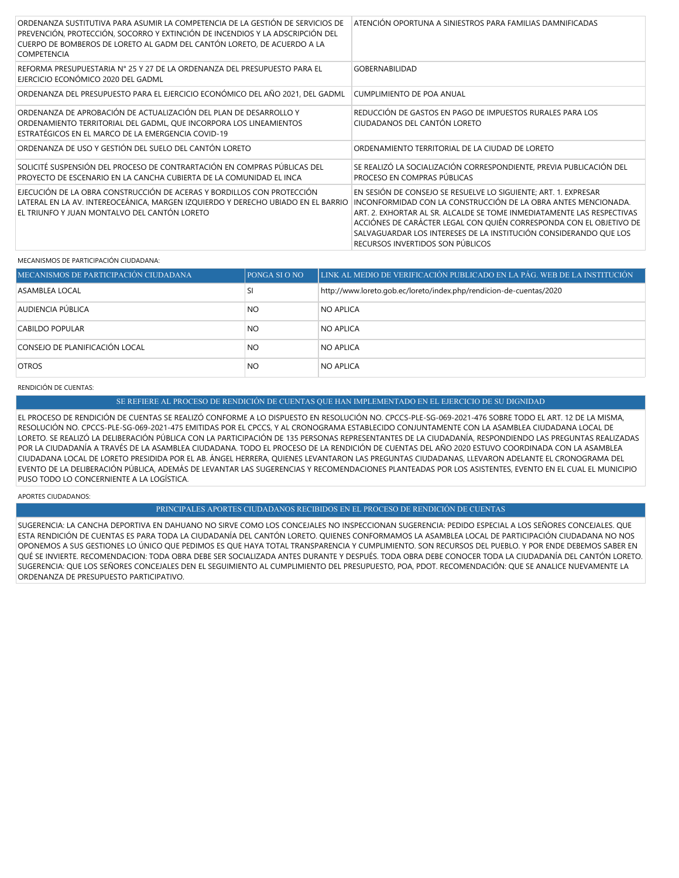| | |
|---|---|
| ORDENANZA SUSTITUTIVA PARA ASUMIR LA COMPETENCIA DE LA GESTIÓN DE SERVICIOS DE PREVENCIÓN, PROTECCIÓN, SOCORRO Y EXTINCIÓN DE INCENDIOS Y LA ADSCRIPCIÓN DEL CUERPO DE BOMBEROS DE LORETO AL GADM DEL CANTÓN LORETO, DE ACUERDO A LA COMPETENCIA | ATENCIÓN OPORTUNA A SINIESTROS PARA FAMILIAS DAMNIFICADAS |
| REFORMA PRESUPUESTARIA N° 25 Y 27 DE LA ORDENANZA DEL PRESUPUESTO PARA EL EJERCICIO ECONÓMICO 2020 DEL GADML | GOBERNABILIDAD |
| ORDENANZA DEL PRESUPUESTO PARA EL EJERCICIO ECONÓMICO DEL AÑO 2021, DEL GADML | CUMPLIMIENTO DE POA ANUAL |
| ORDENANZA DE APROBACIÓN DE ACTUALIZACIÓN DEL PLAN DE DESARROLLO Y ORDENAMIENTO TERRITORIAL DEL GADML, QUE INCORPORA LOS LINEAMIENTOS ESTRATÉGICOS EN EL MARCO DE LA EMERGENCIA COVID-19 | REDUCCIÓN DE GASTOS EN PAGO DE IMPUESTOS RURALES PARA LOS CIUDADANOS DEL CANTÓN LORETO |
| ORDENANZA DE USO Y GESTIÓN DEL SUELO DEL CANTÓN LORETO | ORDENAMIENTO TERRITORIAL DE LA CIUDAD DE LORETO |
| SOLICITÉ SUSPENSIÓN DEL PROCESO DE CONTRARTACIÓN EN COMPRAS PÚBLICAS DEL PROYECTO DE ESCENARIO EN LA CANCHA CUBIERTA DE LA COMUNIDAD EL INCA | SE REALIZÓ LA SOCIALIZACIÓN CORRESPONDIENTE, PREVIA PUBLICACIÓN DEL PROCESO EN COMPRAS PÚBLICAS |
| EJECUCIÓN DE LA OBRA CONSTRUCCIÓN DE ACERAS Y BORDILLOS CON PROTECCIÓN LATERAL EN LA AV. INTEREOCEÁNICA, MARGEN IZQUIERDO Y DERECHO UBIADO EN EL BARRIO EL TRIUNFO Y JUAN MONTALVO DEL CANTÓN LORETO | EN SESIÓN DE CONSEJO SE RESUELVE LO SIGUIENTE; ART. 1. EXPRESAR INCONFORMIDAD CON LA CONSTRUCCIÓN DE LA OBRA ANTES MENCIONADA. ART. 2. EXHORTAR AL SR. ALCALDE SE TOME INMEDIATAMENTE LAS RESPECTIVAS ACCIÓNES DE CARÁCTER LEGAL CON QUIÉN CORRESPONDA CON EL OBJETIVO DE SALVAGUARDAR LOS INTERESES DE LA INSTITUCIÓN CONSIDERANDO QUE LOS RECURSOS INVERTIDOS SON PÚBLICOS |

MECANISMOS DE PARTICIPACIÓN CIUDADANA:

| MECANISMOS DE PARTICIPACIÓN CIUDADANA | PONGA SI O NO | LINK AL MEDIO DE VERIFICACIÓN PUBLICADO EN LA PÁG. WEB DE LA INSTITUCIÓN |
|---|---|---|
| ASAMBLEA LOCAL | SI | http://www.loreto.gob.ec/loreto/index.php/rendicion-de-cuentas/2020 |
| AUDIENCIA PÚBLICA | NO | NO APLICA |
| CABILDO POPULAR | NO | NO APLICA |
| CONSEJO DE PLANIFICACIÓN LOCAL | NO | NO APLICA |
| OTROS | NO | NO APLICA |

RENDICIÓN DE CUENTAS:

| SE REFIERE AL PROCESO DE RENDICIÓN DE CUENTAS QUE HAN IMPLEMENTADO EN EL EJERCICIO DE SU DIGNIDAD |
|---|
| EL PROCESO DE RENDICIÓN DE CUENTAS SE REALIZÓ CONFORME A LO DISPUESTO EN RESOLUCIÓN NO. CPCCS-PLE-SG-069-2021-476 SOBRE TODO EL ART. 12 DE LA MISMA, RESOLUCIÓN NO. CPCCS-PLE-SG-069-2021-475 EMITIDAS POR EL CPCCS, Y AL CRONOGRAMA ESTABLECIDO CONJUNTAMENTE CON LA ASAMBLEA CIUDADANA LOCAL DE LORETO. SE REALIZÓ LA DELIBERACIÓN PÚBLICA CON LA PARTICIPACIÓN DE 135 PERSONAS REPRESENTANTES DE LA CIUDADANÍA, RESPONDIENDO LAS PREGUNTAS REALIZADAS POR LA CIUDADANÍA A TRAVÉS DE LA ASAMBLEA CIUDADANA. TODO EL PROCESO DE LA RENDICIÓN DE CUENTAS DEL AÑO 2020 ESTUVO COORDINADA CON LA ASAMBLEA CIUDADANA LOCAL DE LORETO PRESIDIDA POR EL AB. ÁNGEL HERRERA, QUIENES LEVANTARON LAS PREGUNTAS CIUDADANAS, LLEVARON ADELANTE EL CRONOGRAMA DEL EVENTO DE LA DELIBERACIÓN PÚBLICA, ADEMÁS DE LEVANTAR LAS SUGERENCIAS Y RECOMENDACIONES PLANTEADAS POR LOS ASISTENTES, EVENTO EN EL CUAL EL MUNICIPIO PUSO TODO LO CONCERNIENTE A LA LOGÍSTICA. |

APORTES CIUDADANOS:

| PRINCIPALES APORTES CIUDADANOS RECIBIDOS EN EL PROCESO DE RENDICIÓN DE CUENTAS |
|---|
| SUGERENCIA: LA CANCHA DEPORTIVA EN DAHUANO NO SIRVE COMO LOS CONCEJALES NO INSPECCIONAN SUGERENCIA: PEDIDO ESPECIAL A LOS SEÑORES CONCEJALES. QUE ESTA RENDICIÓN DE CUENTAS ES PARA TODA LA CIUDADANÍA DEL CANTÓN LORETO. QUIENES CONFORMAMOS LA ASAMBLEA LOCAL DE PARTICIPACIÓN CIUDADANA NO NOS OPONEMOS A SUS GESTIONES LO ÚNICO QUE PEDIMOS ES QUE HAYA TOTAL TRANSPARENCIA Y CUMPLIMIENTO. SON RECURSOS DEL PUEBLO. Y POR ENDE DEBEMOS SABER EN QUÉ SE INVIERTE. RECOMENDACION: TODA OBRA DEBE SER SOCIALIZADA ANTES DURANTE Y DESPUÉS. TODA OBRA DEBE CONOCER TODA LA CIUDADANÍA DEL CANTÓN LORETO. SUGERENCIA: QUE LOS SEÑORES CONCEJALES DEN EL SEGUIMIENTO AL CUMPLIMIENTO DEL PRESUPUESTO, POA, PDOT. RECOMENDACIÓN: QUE SE ANALICE NUEVAMENTE LA ORDENANZA DE PRESUPUESTO PARTICIPATIVO. |